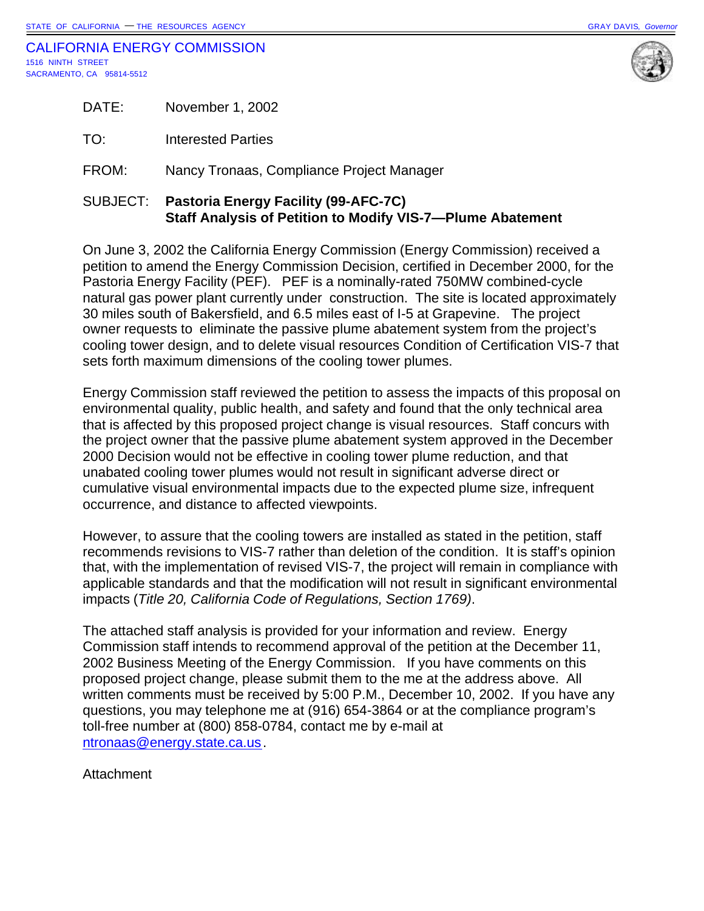STATE OF CALIFORNIA — THE RESOURCES AGENCY GRAY DAVIS, *Governor*

CALIFORNIA ENERGY COMMISSION
1516 NINTH STREET
SACRAMENTO, CA 95814-5512

DATE: November 1, 2002

TO: Interested Parties

FROM: Nancy Tronaas, Compliance Project Manager

SUBJECT: **Pastoria Energy Facility (99-AFC-7C)**
**Staff Analysis of Petition to Modify VIS-7—Plume Abatement**

On June 3, 2002 the California Energy Commission (Energy Commission) received a petition to amend the Energy Commission Decision, certified in December 2000, for the Pastoria Energy Facility (PEF). PEF is a nominally-rated 750MW combined-cycle natural gas power plant currently under construction. The site is located approximately 30 miles south of Bakersfield, and 6.5 miles east of I-5 at Grapevine. The project owner requests to eliminate the passive plume abatement system from the project's cooling tower design, and to delete visual resources Condition of Certification VIS-7 that sets forth maximum dimensions of the cooling tower plumes.

Energy Commission staff reviewed the petition to assess the impacts of this proposal on environmental quality, public health, and safety and found that the only technical area that is affected by this proposed project change is visual resources. Staff concurs with the project owner that the passive plume abatement system approved in the December 2000 Decision would not be effective in cooling tower plume reduction, and that unabated cooling tower plumes would not result in significant adverse direct or cumulative visual environmental impacts due to the expected plume size, infrequent occurrence, and distance to affected viewpoints.

However, to assure that the cooling towers are installed as stated in the petition, staff recommends revisions to VIS-7 rather than deletion of the condition. It is staff's opinion that, with the implementation of revised VIS-7, the project will remain in compliance with applicable standards and that the modification will not result in significant environmental impacts (*Title 20, California Code of Regulations, Section 1769)*.

The attached staff analysis is provided for your information and review. Energy Commission staff intends to recommend approval of the petition at the December 11, 2002 Business Meeting of the Energy Commission. If you have comments on this proposed project change, please submit them to the me at the address above. All written comments must be received by 5:00 P.M., December 10, 2002. If you have any questions, you may telephone me at (916) 654-3864 or at the compliance program's toll-free number at (800) 858-0784, contact me by e-mail at ntronaas@energy.state.ca.us.

Attachment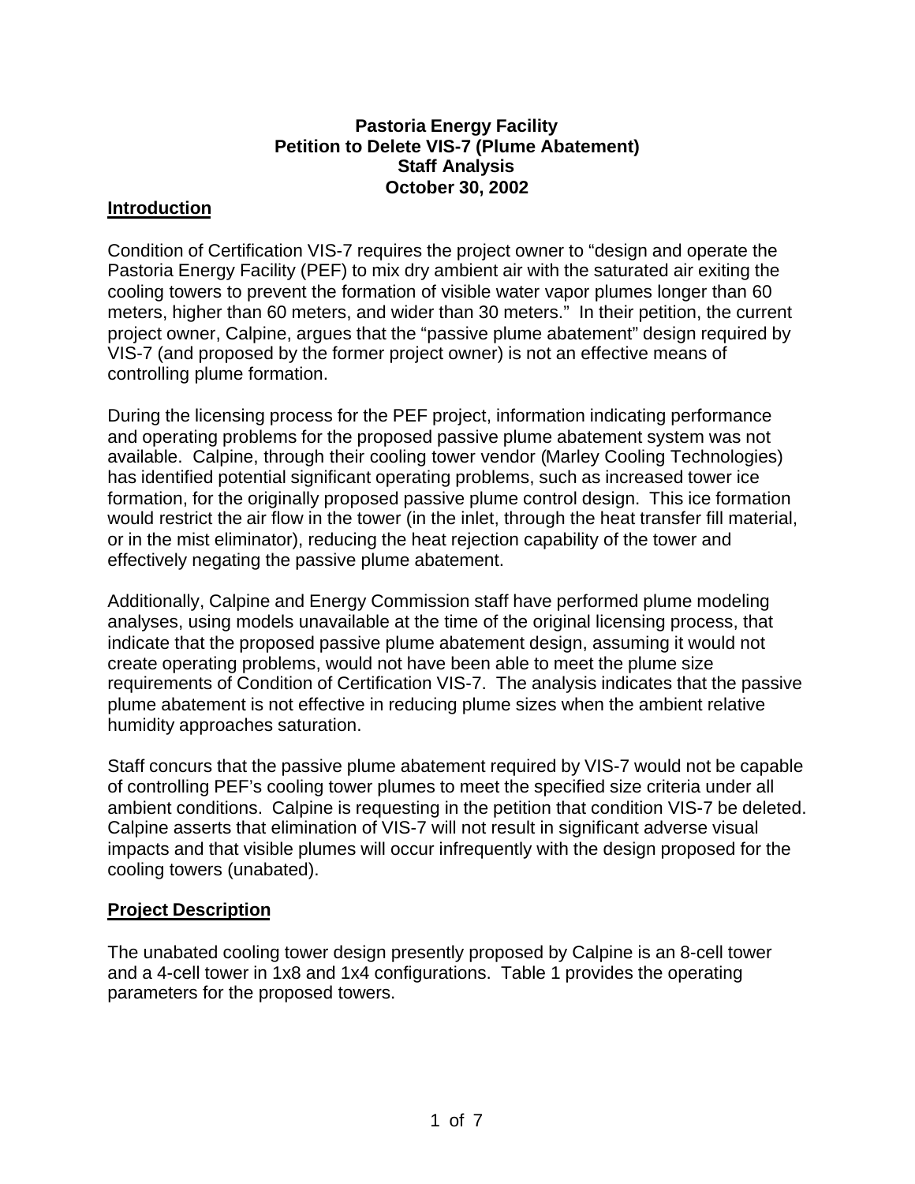**Pastoria Energy Facility**
**Petition to Delete VIS-7 (Plume Abatement)**
**Staff Analysis**
**October 30, 2002**

## Introduction

Condition of Certification VIS-7 requires the project owner to "design and operate the Pastoria Energy Facility (PEF) to mix dry ambient air with the saturated air exiting the cooling towers to prevent the formation of visible water vapor plumes longer than 60 meters, higher than 60 meters, and wider than 30 meters." In their petition, the current project owner, Calpine, argues that the "passive plume abatement" design required by VIS-7 (and proposed by the former project owner) is not an effective means of controlling plume formation.

During the licensing process for the PEF project, information indicating performance and operating problems for the proposed passive plume abatement system was not available. Calpine, through their cooling tower vendor (Marley Cooling Technologies) has identified potential significant operating problems, such as increased tower ice formation, for the originally proposed passive plume control design. This ice formation would restrict the air flow in the tower (in the inlet, through the heat transfer fill material, or in the mist eliminator), reducing the heat rejection capability of the tower and effectively negating the passive plume abatement.

Additionally, Calpine and Energy Commission staff have performed plume modeling analyses, using models unavailable at the time of the original licensing process, that indicate that the proposed passive plume abatement design, assuming it would not create operating problems, would not have been able to meet the plume size requirements of Condition of Certification VIS-7. The analysis indicates that the passive plume abatement is not effective in reducing plume sizes when the ambient relative humidity approaches saturation.

Staff concurs that the passive plume abatement required by VIS-7 would not be capable of controlling PEF's cooling tower plumes to meet the specified size criteria under all ambient conditions. Calpine is requesting in the petition that condition VIS-7 be deleted. Calpine asserts that elimination of VIS-7 will not result in significant adverse visual impacts and that visible plumes will occur infrequently with the design proposed for the cooling towers (unabated).

## Project Description

The unabated cooling tower design presently proposed by Calpine is an 8-cell tower and a 4-cell tower in 1x8 and 1x4 configurations. Table 1 provides the operating parameters for the proposed towers.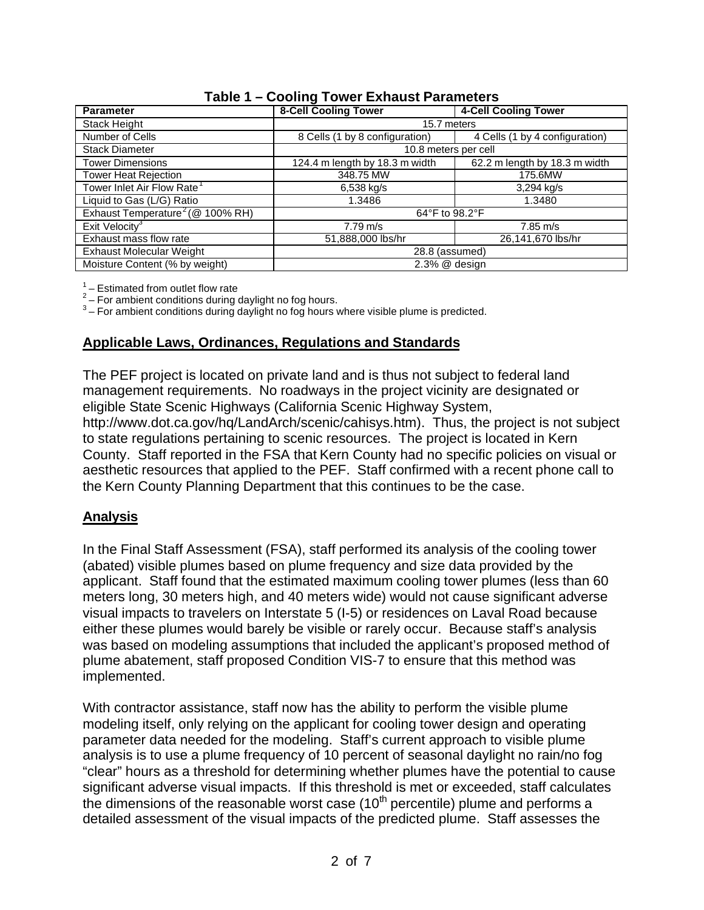**Table 1 – Cooling Tower Exhaust Parameters**

| Parameter | 8-Cell Cooling Tower | 4-Cell Cooling Tower |
|---|---|---|
| Stack Height | 15.7 meters | |
| Number of Cells | 8 Cells (1 by 8 configuration) | 4 Cells (1 by 4 configuration) |
| Stack Diameter | 10.8 meters per cell | |
| Tower Dimensions | 124.4 m length by 18.3 m width | 62.2 m length by 18.3 m width |
| Tower Heat Rejection | 348.75 MW | 175.6MW |
| Tower Inlet Air Flow Rate[1] | 6,538 kg/s | 3,294 kg/s |
| Liquid to Gas (L/G) Ratio | 1.3486 | 1.3480 |
| Exhaust Temperature[2] (@ 100% RH) | 64°F to 98.2°F | |
| Exit Velocity[3] | 7.79 m/s | 7.85 m/s |
| Exhaust mass flow rate | 51,888,000 lbs/hr | 26,141,670 lbs/hr |
| Exhaust Molecular Weight | 28.8 (assumed) | |
| Moisture Content (% by weight) | 2.3% @ design | |

[1] – Estimated from outlet flow rate
[2] – For ambient conditions during daylight no fog hours.
[3] – For ambient conditions during daylight no fog hours where visible plume is predicted.

## Applicable Laws, Ordinances, Regulations and Standards

The PEF project is located on private land and is thus not subject to federal land management requirements. No roadways in the project vicinity are designated or eligible State Scenic Highways (California Scenic Highway System, http://www.dot.ca.gov/hq/LandArch/scenic/cahisys.htm). Thus, the project is not subject to state regulations pertaining to scenic resources. The project is located in Kern County. Staff reported in the FSA that Kern County had no specific policies on visual or aesthetic resources that applied to the PEF. Staff confirmed with a recent phone call to the Kern County Planning Department that this continues to be the case.

## Analysis

In the Final Staff Assessment (FSA), staff performed its analysis of the cooling tower (abated) visible plumes based on plume frequency and size data provided by the applicant. Staff found that the estimated maximum cooling tower plumes (less than 60 meters long, 30 meters high, and 40 meters wide) would not cause significant adverse visual impacts to travelers on Interstate 5 (I-5) or residences on Laval Road because either these plumes would barely be visible or rarely occur. Because staff's analysis was based on modeling assumptions that included the applicant's proposed method of plume abatement, staff proposed Condition VIS-7 to ensure that this method was implemented.

With contractor assistance, staff now has the ability to perform the visible plume modeling itself, only relying on the applicant for cooling tower design and operating parameter data needed for the modeling. Staff's current approach to visible plume analysis is to use a plume frequency of 10 percent of seasonal daylight no rain/no fog "clear" hours as a threshold for determining whether plumes have the potential to cause significant adverse visual impacts. If this threshold is met or exceeded, staff calculates the dimensions of the reasonable worst case (10th percentile) plume and performs a detailed assessment of the visual impacts of the predicted plume. Staff assesses the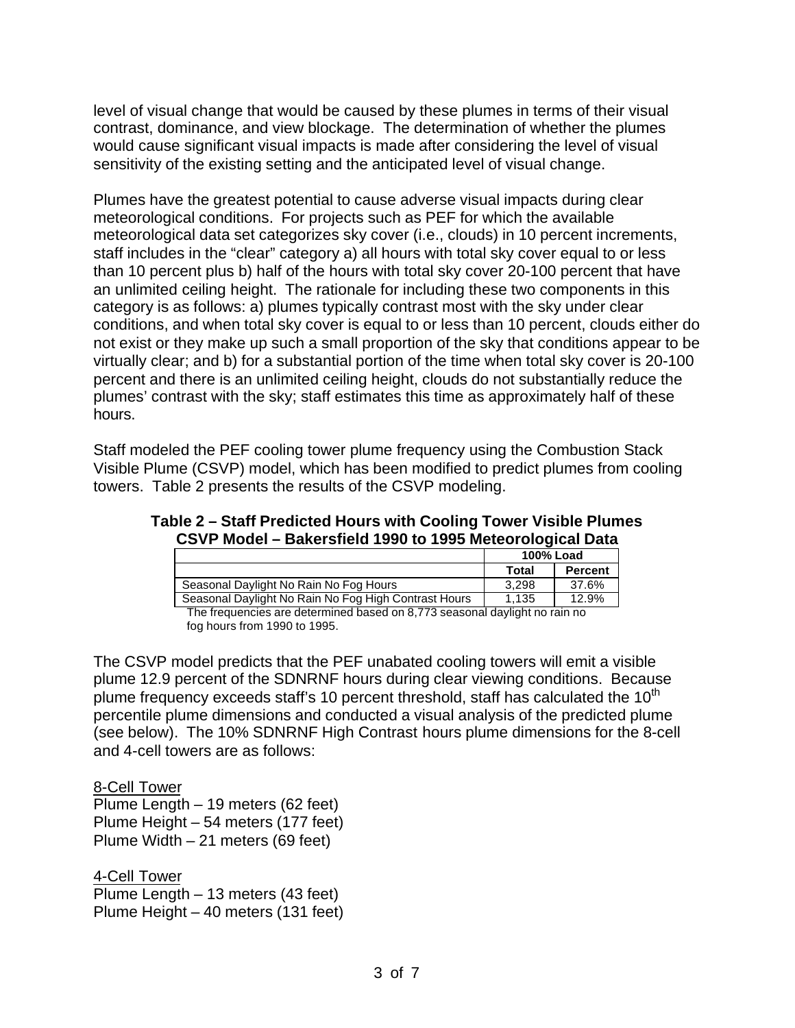level of visual change that would be caused by these plumes in terms of their visual contrast, dominance, and view blockage. The determination of whether the plumes would cause significant visual impacts is made after considering the level of visual sensitivity of the existing setting and the anticipated level of visual change.

Plumes have the greatest potential to cause adverse visual impacts during clear meteorological conditions. For projects such as PEF for which the available meteorological data set categorizes sky cover (i.e., clouds) in 10 percent increments, staff includes in the "clear" category a) all hours with total sky cover equal to or less than 10 percent plus b) half of the hours with total sky cover 20-100 percent that have an unlimited ceiling height. The rationale for including these two components in this category is as follows: a) plumes typically contrast most with the sky under clear conditions, and when total sky cover is equal to or less than 10 percent, clouds either do not exist or they make up such a small proportion of the sky that conditions appear to be virtually clear; and b) for a substantial portion of the time when total sky cover is 20-100 percent and there is an unlimited ceiling height, clouds do not substantially reduce the plumes' contrast with the sky; staff estimates this time as approximately half of these hours.

Staff modeled the PEF cooling tower plume frequency using the Combustion Stack Visible Plume (CSVP) model, which has been modified to predict plumes from cooling towers. Table 2 presents the results of the CSVP modeling.

**Table 2 – Staff Predicted Hours with Cooling Tower Visible Plumes CSVP Model – Bakersfield 1990 to 1995 Meteorological Data**

| | 100% Load | |
|---|---|---|
| | **Total** | **Percent** |
| Seasonal Daylight No Rain No Fog Hours | 3,298 | 37.6% |
| Seasonal Daylight No Rain No Fog High Contrast Hours | 1,135 | 12.9% |

The frequencies are determined based on 8,773 seasonal daylight no rain no fog hours from 1990 to 1995.

The CSVP model predicts that the PEF unabated cooling towers will emit a visible plume 12.9 percent of the SDNRNF hours during clear viewing conditions. Because plume frequency exceeds staff's 10 percent threshold, staff has calculated the 10$^{th}$ percentile plume dimensions and conducted a visual analysis of the predicted plume (see below). The 10% SDNRNF High Contrast hours plume dimensions for the 8-cell and 4-cell towers are as follows:

<u>8-Cell Tower</u>
Plume Length – 19 meters (62 feet)
Plume Height – 54 meters (177 feet)
Plume Width – 21 meters (69 feet)

<u>4-Cell Tower</u>
Plume Length – 13 meters (43 feet)
Plume Height – 40 meters (131 feet)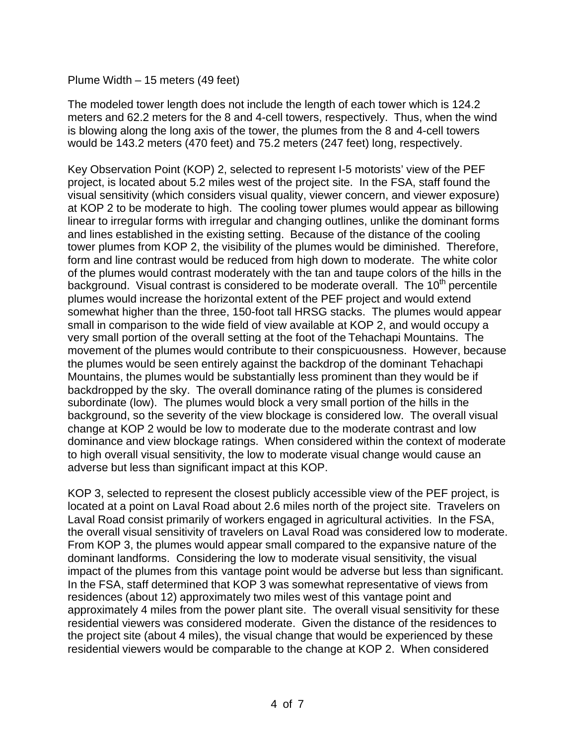Plume Width – 15 meters (49 feet)

The modeled tower length does not include the length of each tower which is 124.2 meters and 62.2 meters for the 8 and 4-cell towers, respectively. Thus, when the wind is blowing along the long axis of the tower, the plumes from the 8 and 4-cell towers would be 143.2 meters (470 feet) and 75.2 meters (247 feet) long, respectively.

Key Observation Point (KOP) 2, selected to represent I-5 motorists' view of the PEF project, is located about 5.2 miles west of the project site. In the FSA, staff found the visual sensitivity (which considers visual quality, viewer concern, and viewer exposure) at KOP 2 to be moderate to high. The cooling tower plumes would appear as billowing linear to irregular forms with irregular and changing outlines, unlike the dominant forms and lines established in the existing setting. Because of the distance of the cooling tower plumes from KOP 2, the visibility of the plumes would be diminished. Therefore, form and line contrast would be reduced from high down to moderate. The white color of the plumes would contrast moderately with the tan and taupe colors of the hills in the background. Visual contrast is considered to be moderate overall. The 10th percentile plumes would increase the horizontal extent of the PEF project and would extend somewhat higher than the three, 150-foot tall HRSG stacks. The plumes would appear small in comparison to the wide field of view available at KOP 2, and would occupy a very small portion of the overall setting at the foot of the Tehachapi Mountains. The movement of the plumes would contribute to their conspicuousness. However, because the plumes would be seen entirely against the backdrop of the dominant Tehachapi Mountains, the plumes would be substantially less prominent than they would be if backdropped by the sky. The overall dominance rating of the plumes is considered subordinate (low). The plumes would block a very small portion of the hills in the background, so the severity of the view blockage is considered low. The overall visual change at KOP 2 would be low to moderate due to the moderate contrast and low dominance and view blockage ratings. When considered within the context of moderate to high overall visual sensitivity, the low to moderate visual change would cause an adverse but less than significant impact at this KOP.

KOP 3, selected to represent the closest publicly accessible view of the PEF project, is located at a point on Laval Road about 2.6 miles north of the project site. Travelers on Laval Road consist primarily of workers engaged in agricultural activities. In the FSA, the overall visual sensitivity of travelers on Laval Road was considered low to moderate. From KOP 3, the plumes would appear small compared to the expansive nature of the dominant landforms. Considering the low to moderate visual sensitivity, the visual impact of the plumes from this vantage point would be adverse but less than significant. In the FSA, staff determined that KOP 3 was somewhat representative of views from residences (about 12) approximately two miles west of this vantage point and approximately 4 miles from the power plant site. The overall visual sensitivity for these residential viewers was considered moderate. Given the distance of the residences to the project site (about 4 miles), the visual change that would be experienced by these residential viewers would be comparable to the change at KOP 2. When considered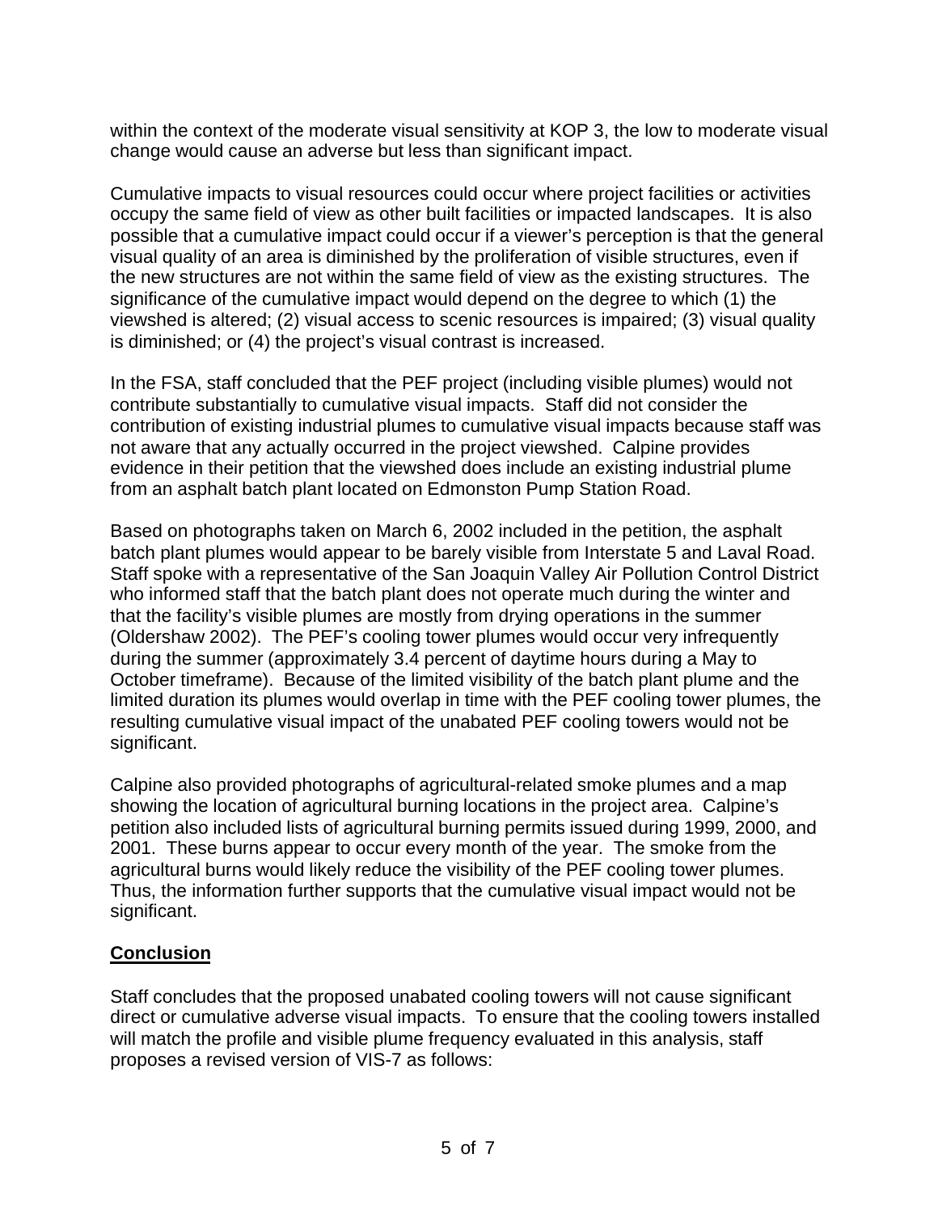within the context of the moderate visual sensitivity at KOP 3, the low to moderate visual change would cause an adverse but less than significant impact.

Cumulative impacts to visual resources could occur where project facilities or activities occupy the same field of view as other built facilities or impacted landscapes. It is also possible that a cumulative impact could occur if a viewer's perception is that the general visual quality of an area is diminished by the proliferation of visible structures, even if the new structures are not within the same field of view as the existing structures. The significance of the cumulative impact would depend on the degree to which (1) the viewshed is altered; (2) visual access to scenic resources is impaired; (3) visual quality is diminished; or (4) the project's visual contrast is increased.

In the FSA, staff concluded that the PEF project (including visible plumes) would not contribute substantially to cumulative visual impacts. Staff did not consider the contribution of existing industrial plumes to cumulative visual impacts because staff was not aware that any actually occurred in the project viewshed. Calpine provides evidence in their petition that the viewshed does include an existing industrial plume from an asphalt batch plant located on Edmonston Pump Station Road.

Based on photographs taken on March 6, 2002 included in the petition, the asphalt batch plant plumes would appear to be barely visible from Interstate 5 and Laval Road. Staff spoke with a representative of the San Joaquin Valley Air Pollution Control District who informed staff that the batch plant does not operate much during the winter and that the facility's visible plumes are mostly from drying operations in the summer (Oldershaw 2002). The PEF's cooling tower plumes would occur very infrequently during the summer (approximately 3.4 percent of daytime hours during a May to October timeframe). Because of the limited visibility of the batch plant plume and the limited duration its plumes would overlap in time with the PEF cooling tower plumes, the resulting cumulative visual impact of the unabated PEF cooling towers would not be significant.

Calpine also provided photographs of agricultural-related smoke plumes and a map showing the location of agricultural burning locations in the project area. Calpine's petition also included lists of agricultural burning permits issued during 1999, 2000, and 2001. These burns appear to occur every month of the year. The smoke from the agricultural burns would likely reduce the visibility of the PEF cooling tower plumes. Thus, the information further supports that the cumulative visual impact would not be significant.

## Conclusion

Staff concludes that the proposed unabated cooling towers will not cause significant direct or cumulative adverse visual impacts. To ensure that the cooling towers installed will match the profile and visible plume frequency evaluated in this analysis, staff proposes a revised version of VIS-7 as follows: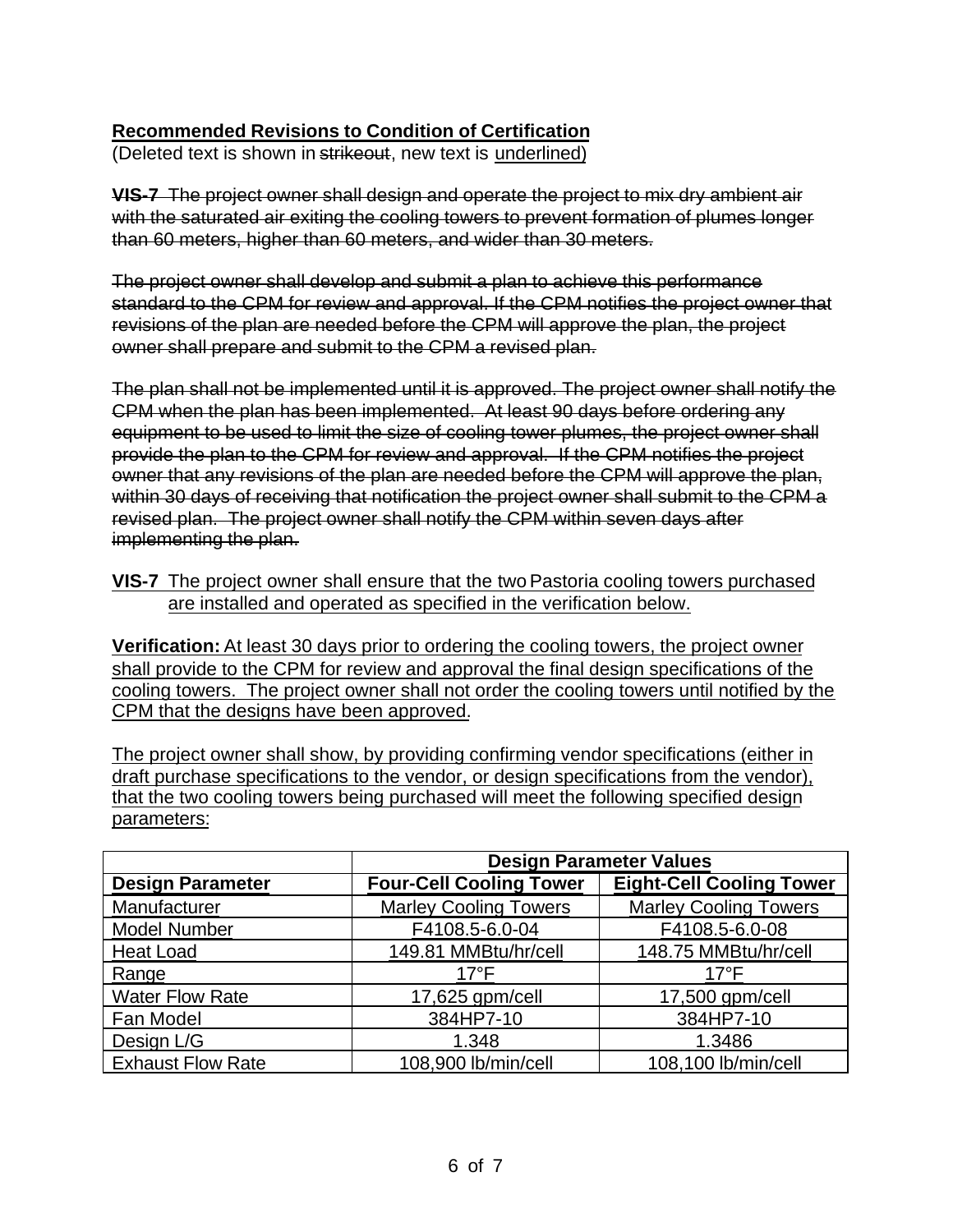**Recommended Revisions to Condition of Certification**
(Deleted text is shown in ~~strikeout~~, new text is <u>underlined</u>)

~~**VIS-7** The project owner shall design and operate the project to mix dry ambient air with the saturated air exiting the cooling towers to prevent formation of plumes longer than 60 meters, higher than 60 meters, and wider than 30 meters.~~

~~The project owner shall develop and submit a plan to achieve this performance standard to the CPM for review and approval. If the CPM notifies the project owner that revisions of the plan are needed before the CPM will approve the plan, the project owner shall prepare and submit to the CPM a revised plan.~~

~~The plan shall not be implemented until it is approved. The project owner shall notify the CPM when the plan has been implemented. At least 90 days before ordering any equipment to be used to limit the size of cooling tower plumes, the project owner shall provide the plan to the CPM for review and approval. If the CPM notifies the project owner that any revisions of the plan are needed before the CPM will approve the plan, within 30 days of receiving that notification the project owner shall submit to the CPM a revised plan. The project owner shall notify the CPM within seven days after implementing the plan.~~

<u>**VIS-7** The project owner shall ensure that the two Pastoria cooling towers purchased are installed and operated as specified in the verification below.</u>

<u>**Verification:** At least 30 days prior to ordering the cooling towers, the project owner shall provide to the CPM for review and approval the final design specifications of the cooling towers. The project owner shall not order the cooling towers until notified by the CPM that the designs have been approved.</u>

<u>The project owner shall show, by providing confirming vendor specifications (either in draft purchase specifications to the vendor, or design specifications from the vendor), that the two cooling towers being purchased will meet the following specified design parameters:</u>

| | **Design Parameter Values** | |
|---|---|---|
| **Design Parameter** | **Four-Cell Cooling Tower** | **Eight-Cell Cooling Tower** |
| Manufacturer | Marley Cooling Towers | Marley Cooling Towers |
| Model Number | F4108.5-6.0-04 | F4108.5-6.0-08 |
| Heat Load | 149.81 MMBtu/hr/cell | 148.75 MMBtu/hr/cell |
| Range | 17°F | 17°F |
| Water Flow Rate | 17,625 gpm/cell | 17,500 gpm/cell |
| Fan Model | 384HP7-10 | 384HP7-10 |
| Design L/G | 1.348 | 1.3486 |
| Exhaust Flow Rate | 108,900 lb/min/cell | 108,100 lb/min/cell |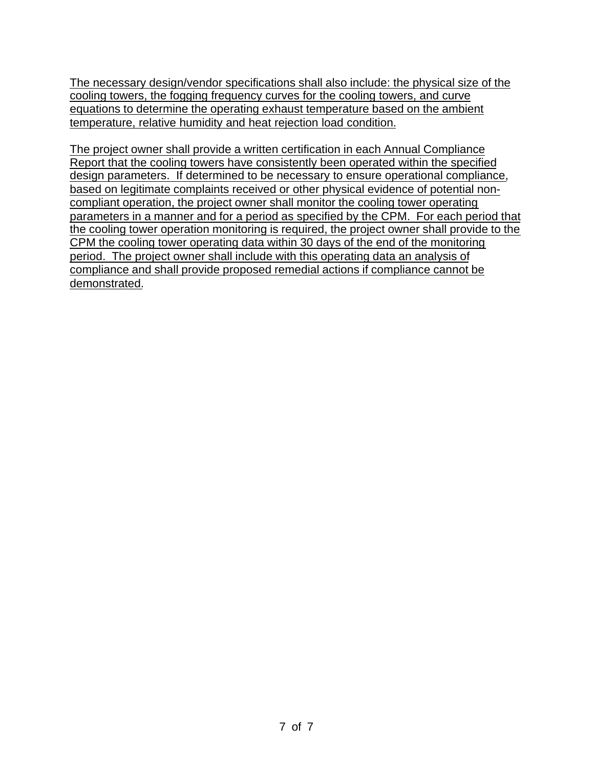The necessary design/vendor specifications shall also include: the physical size of the cooling towers, the fogging frequency curves for the cooling towers, and curve equations to determine the operating exhaust temperature based on the ambient temperature, relative humidity and heat rejection load condition.

The project owner shall provide a written certification in each Annual Compliance Report that the cooling towers have consistently been operated within the specified design parameters. If determined to be necessary to ensure operational compliance, based on legitimate complaints received or other physical evidence of potential non-compliant operation, the project owner shall monitor the cooling tower operating parameters in a manner and for a period as specified by the CPM. For each period that the cooling tower operation monitoring is required, the project owner shall provide to the CPM the cooling tower operating data within 30 days of the end of the monitoring period. The project owner shall include with this operating data an analysis of compliance and shall provide proposed remedial actions if compliance cannot be demonstrated.